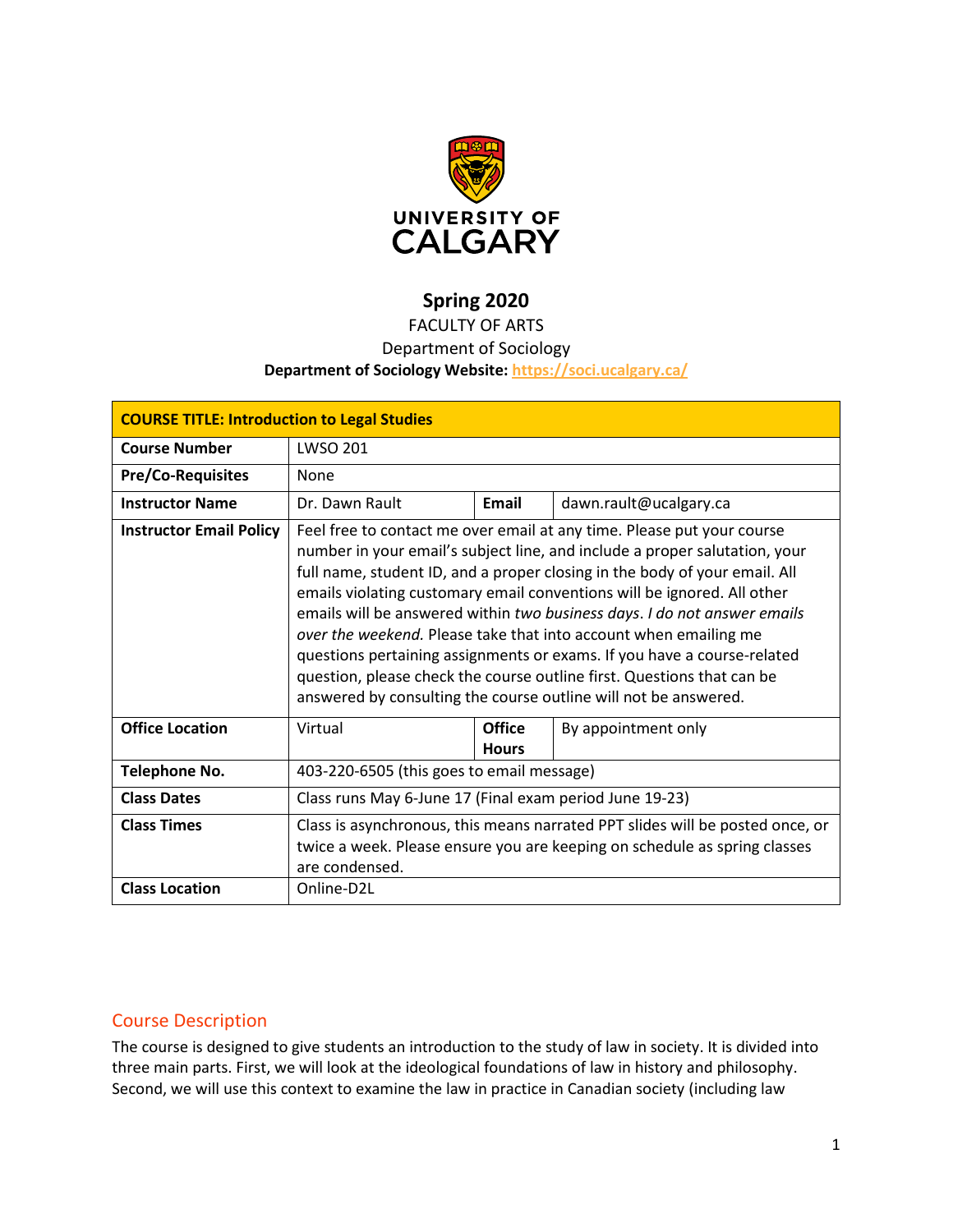**UNIVERSITY OF CALGARY**

# Spring 2020

FACULTY OF ARTS

Department of Sociology

**Department of Sociology Website: https://soci.ucalgary.ca/**

| **COURSE TITLE: Introduction to Legal Studies** | | | |
|---|---|---|---|
| **Course Number** | LWSO 201 | | |
| **Pre/Co-Requisites** | None | | |
| **Instructor Name** | Dr. Dawn Rault | **Email** | dawn.rault@ucalgary.ca |
| **Instructor Email Policy** | Feel free to contact me over email at any time. Please put your course number in your email's subject line, and include a proper salutation, your full name, student ID, and a proper closing in the body of your email. All emails violating customary email conventions will be ignored. All other emails will be answered within *two business days*. *I do not answer emails over the weekend.* Please take that into account when emailing me questions pertaining assignments or exams. If you have a course-related question, please check the course outline first. Questions that can be answered by consulting the course outline will not be answered. | | |
| **Office Location** | Virtual | **Office Hours** | By appointment only |
| **Telephone No.** | 403-220-6505 (this goes to email message) | | |
| **Class Dates** | Class runs May 6-June 17 (Final exam period June 19-23) | | |
| **Class Times** | Class is asynchronous, this means narrated PPT slides will be posted once, or twice a week. Please ensure you are keeping on schedule as spring classes are condensed. | | |
| **Class Location** | Online-D2L | | |

## Course Description

The course is designed to give students an introduction to the study of law in society. It is divided into three main parts. First, we will look at the ideological foundations of law in history and philosophy. Second, we will use this context to examine the law in practice in Canadian society (including law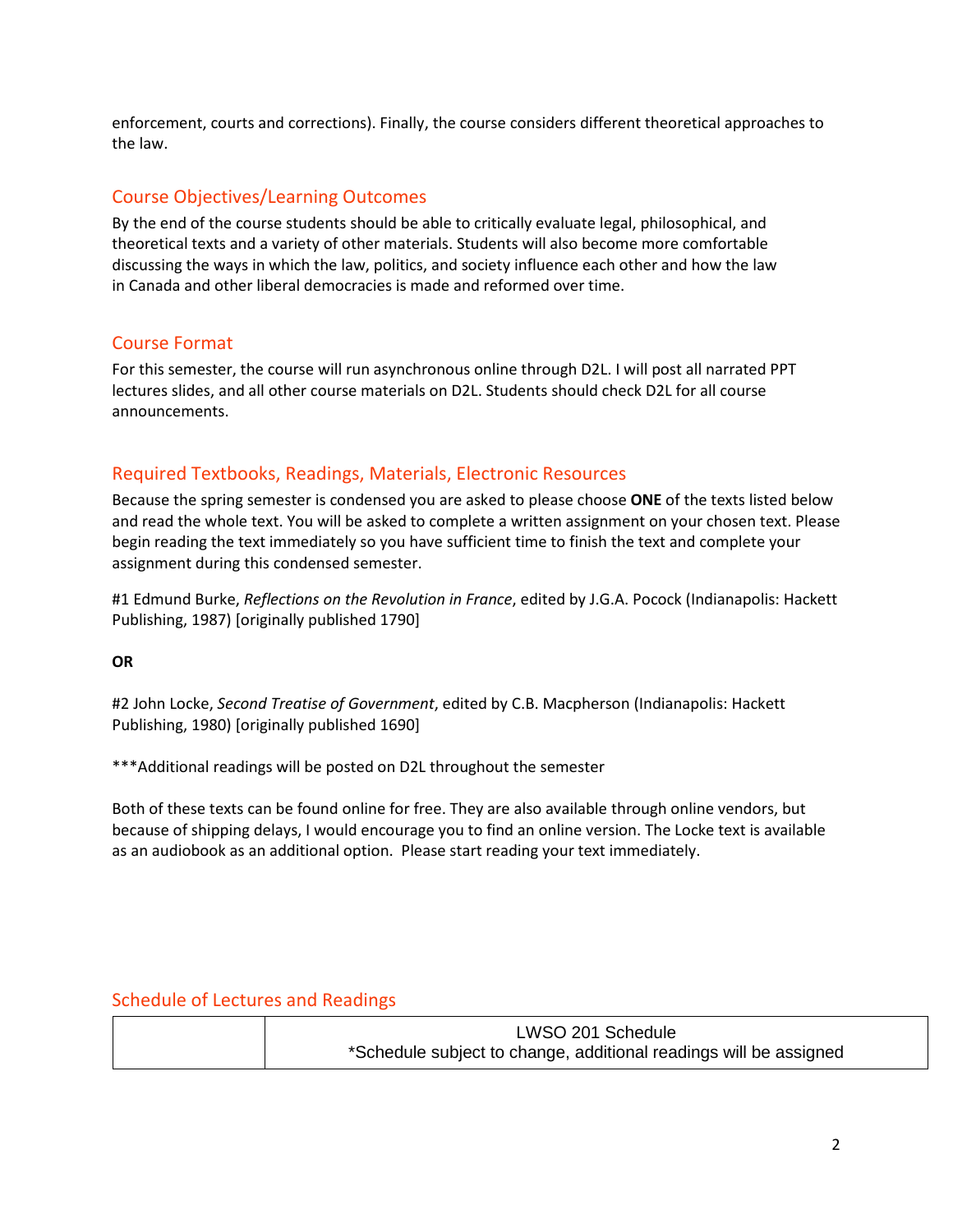enforcement, courts and corrections). Finally, the course considers different theoretical approaches to the law.

## Course Objectives/Learning Outcomes

By the end of the course students should be able to critically evaluate legal, philosophical, and theoretical texts and a variety of other materials. Students will also become more comfortable discussing the ways in which the law, politics, and society influence each other and how the law in Canada and other liberal democracies is made and reformed over time.

## Course Format

For this semester, the course will run asynchronous online through D2L. I will post all narrated PPT lectures slides, and all other course materials on D2L. Students should check D2L for all course announcements.

## Required Textbooks, Readings, Materials, Electronic Resources

Because the spring semester is condensed you are asked to please choose **ONE** of the texts listed below and read the whole text. You will be asked to complete a written assignment on your chosen text. Please begin reading the text immediately so you have sufficient time to finish the text and complete your assignment during this condensed semester.

#1 Edmund Burke, *Reflections on the Revolution in France*, edited by J.G.A. Pocock (Indianapolis: Hackett Publishing, 1987) [originally published 1790]

**OR**

#2 John Locke, *Second Treatise of Government*, edited by C.B. Macpherson (Indianapolis: Hackett Publishing, 1980) [originally published 1690]

***Additional readings will be posted on D2L throughout the semester

Both of these texts can be found online for free. They are also available through online vendors, but because of shipping delays, I would encourage you to find an online version. The Locke text is available as an audiobook as an additional option. Please start reading your text immediately.

## Schedule of Lectures and Readings

| | LWSO 201 Schedule<br>*Schedule subject to change, additional readings will be assigned |
|---|---|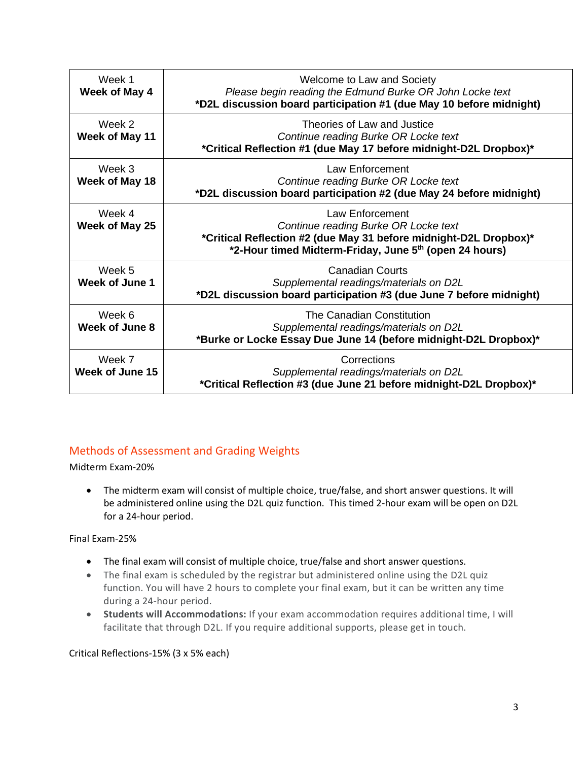| Week 1<br>**Week of May 4** | Welcome to Law and Society<br>*Please begin reading the Edmund Burke OR John Locke text*<br>**\*D2L discussion board participation #1 (due May 10 before midnight)** |
| --- | --- |
| Week 2<br>**Week of May 11** | Theories of Law and Justice<br>*Continue reading Burke OR Locke text*<br>**\*Critical Reflection #1 (due May 17 before midnight-D2L Dropbox)\*** |
| Week 3<br>**Week of May 18** | Law Enforcement<br>*Continue reading Burke OR Locke text*<br>**\*D2L discussion board participation #2 (due May 24 before midnight)** |
| Week 4<br>**Week of May 25** | Law Enforcement<br>*Continue reading Burke OR Locke text*<br>**\*Critical Reflection #2 (due May 31 before midnight-D2L Dropbox)\***<br>**\*2-Hour timed Midterm-Friday, June 5th (open 24 hours)** |
| Week 5<br>**Week of June 1** | Canadian Courts<br>*Supplemental readings/materials on D2L*<br>**\*D2L discussion board participation #3 (due June 7 before midnight)** |
| Week 6<br>**Week of June 8** | The Canadian Constitution<br>*Supplemental readings/materials on D2L*<br>**\*Burke or Locke Essay Due June 14 (before midnight-D2L Dropbox)\*** |
| Week 7<br>**Week of June 15** | Corrections<br>*Supplemental readings/materials on D2L*<br>**\*Critical Reflection #3 (due June 21 before midnight-D2L Dropbox)\*** |

## Methods of Assessment and Grading Weights

Midterm Exam-20%

- The midterm exam will consist of multiple choice, true/false, and short answer questions. It will be administered online using the D2L quiz function. This timed 2-hour exam will be open on D2L for a 24-hour period.

Final Exam-25%

- The final exam will consist of multiple choice, true/false and short answer questions.
- The final exam is scheduled by the registrar but administered online using the D2L quiz function. You will have 2 hours to complete your final exam, but it can be written any time during a 24-hour period.
- **Students will Accommodations:** If your exam accommodation requires additional time, I will facilitate that through D2L. If you require additional supports, please get in touch.

Critical Reflections-15% (3 x 5% each)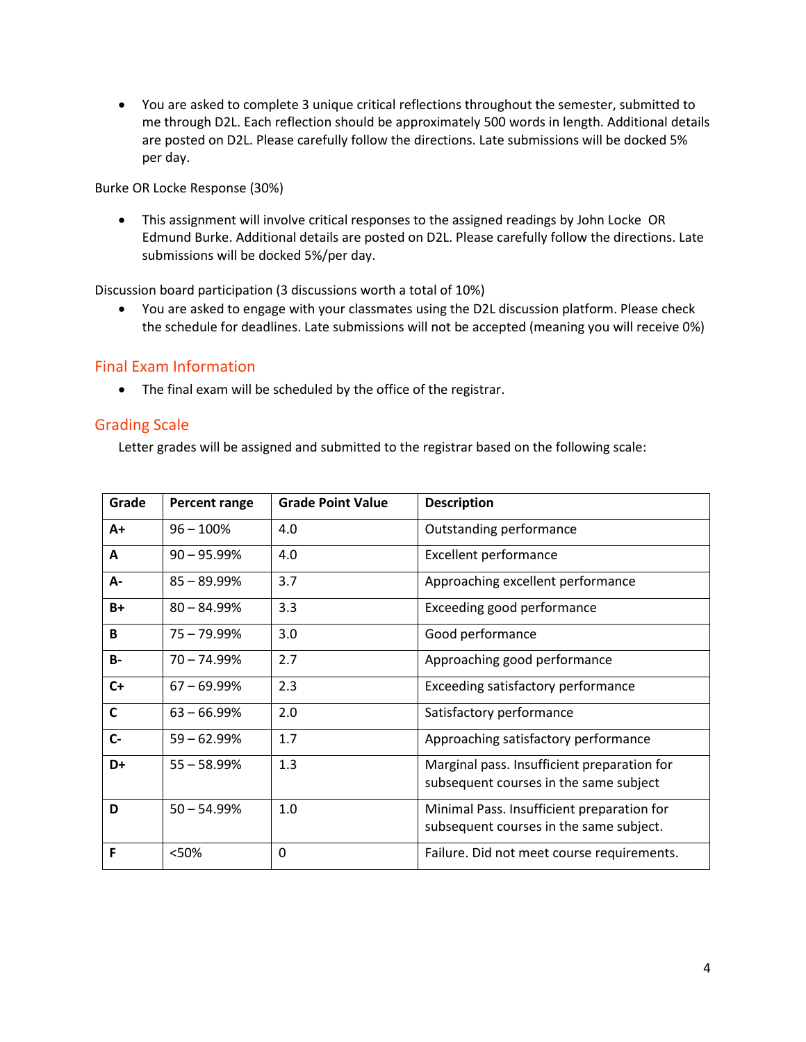- You are asked to complete 3 unique critical reflections throughout the semester, submitted to me through D2L. Each reflection should be approximately 500 words in length. Additional details are posted on D2L. Please carefully follow the directions. Late submissions will be docked 5% per day.

Burke OR Locke Response (30%)

- This assignment will involve critical responses to the assigned readings by John Locke OR Edmund Burke. Additional details are posted on D2L. Please carefully follow the directions. Late submissions will be docked 5%/per day.

Discussion board participation (3 discussions worth a total of 10%)

- You are asked to engage with your classmates using the D2L discussion platform. Please check the schedule for deadlines. Late submissions will not be accepted (meaning you will receive 0%)

## Final Exam Information

- The final exam will be scheduled by the office of the registrar.

## Grading Scale

Letter grades will be assigned and submitted to the registrar based on the following scale:

| Grade | Percent range | Grade Point Value | Description |
|---|---|---|---|
| **A+** | 96 – 100% | 4.0 | Outstanding performance |
| **A** | 90 – 95.99% | 4.0 | Excellent performance |
| **A-** | 85 – 89.99% | 3.7 | Approaching excellent performance |
| **B+** | 80 – 84.99% | 3.3 | Exceeding good performance |
| **B** | 75 – 79.99% | 3.0 | Good performance |
| **B-** | 70 – 74.99% | 2.7 | Approaching good performance |
| **C+** | 67 – 69.99% | 2.3 | Exceeding satisfactory performance |
| **C** | 63 – 66.99% | 2.0 | Satisfactory performance |
| **C-** | 59 – 62.99% | 1.7 | Approaching satisfactory performance |
| **D+** | 55 – 58.99% | 1.3 | Marginal pass. Insufficient preparation for subsequent courses in the same subject |
| **D** | 50 – 54.99% | 1.0 | Minimal Pass. Insufficient preparation for subsequent courses in the same subject. |
| **F** | <50% | 0 | Failure. Did not meet course requirements. |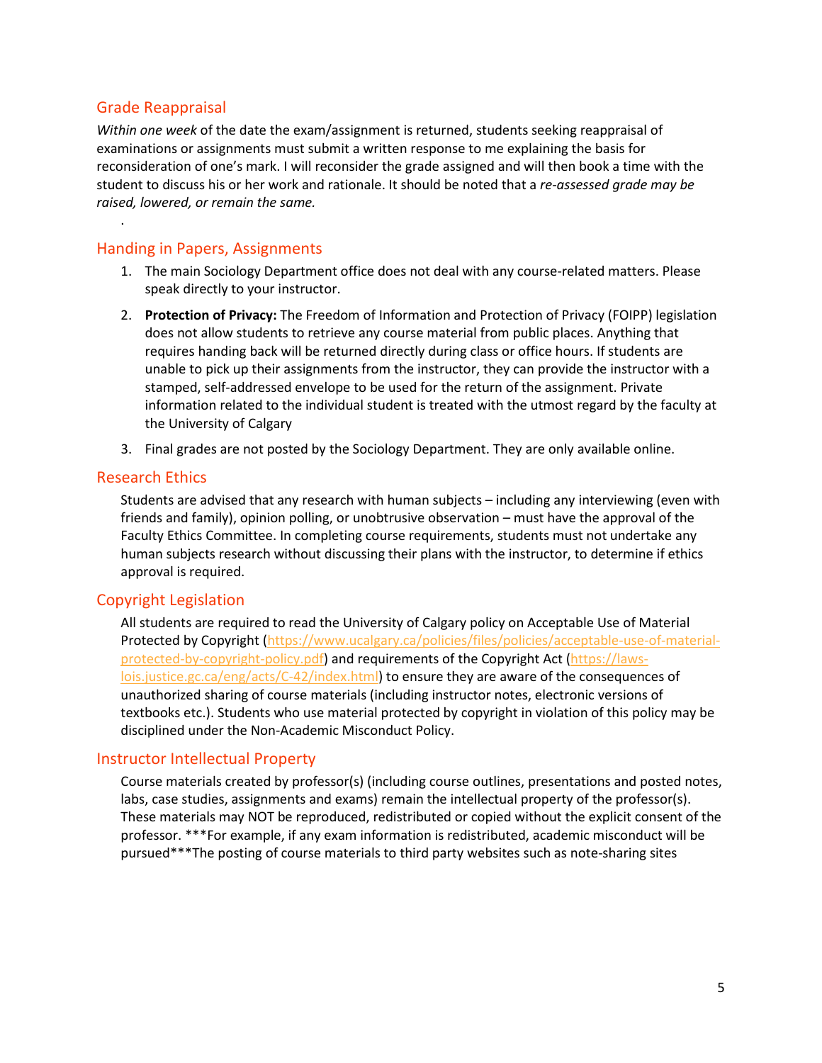## Grade Reappraisal

*Within one week* of the date the exam/assignment is returned, students seeking reappraisal of examinations or assignments must submit a written response to me explaining the basis for reconsideration of one's mark. I will reconsider the grade assigned and will then book a time with the student to discuss his or her work and rationale. It should be noted that a *re-assessed grade may be raised, lowered, or remain the same.*

.

## Handing in Papers, Assignments

1. The main Sociology Department office does not deal with any course-related matters. Please speak directly to your instructor.
2. **Protection of Privacy:** The Freedom of Information and Protection of Privacy (FOIPP) legislation does not allow students to retrieve any course material from public places. Anything that requires handing back will be returned directly during class or office hours. If students are unable to pick up their assignments from the instructor, they can provide the instructor with a stamped, self-addressed envelope to be used for the return of the assignment. Private information related to the individual student is treated with the utmost regard by the faculty at the University of Calgary
3. Final grades are not posted by the Sociology Department. They are only available online.

## Research Ethics

Students are advised that any research with human subjects – including any interviewing (even with friends and family), opinion polling, or unobtrusive observation – must have the approval of the Faculty Ethics Committee. In completing course requirements, students must not undertake any human subjects research without discussing their plans with the instructor, to determine if ethics approval is required.

## Copyright Legislation

All students are required to read the University of Calgary policy on Acceptable Use of Material Protected by Copyright (https://www.ucalgary.ca/policies/files/policies/acceptable-use-of-material-protected-by-copyright-policy.pdf) and requirements of the Copyright Act (https://laws-lois.justice.gc.ca/eng/acts/C-42/index.html) to ensure they are aware of the consequences of unauthorized sharing of course materials (including instructor notes, electronic versions of textbooks etc.). Students who use material protected by copyright in violation of this policy may be disciplined under the Non-Academic Misconduct Policy.

## Instructor Intellectual Property

Course materials created by professor(s) (including course outlines, presentations and posted notes, labs, case studies, assignments and exams) remain the intellectual property of the professor(s). These materials may NOT be reproduced, redistributed or copied without the explicit consent of the professor. ***For example, if any exam information is redistributed, academic misconduct will be pursued***The posting of course materials to third party websites such as note-sharing sites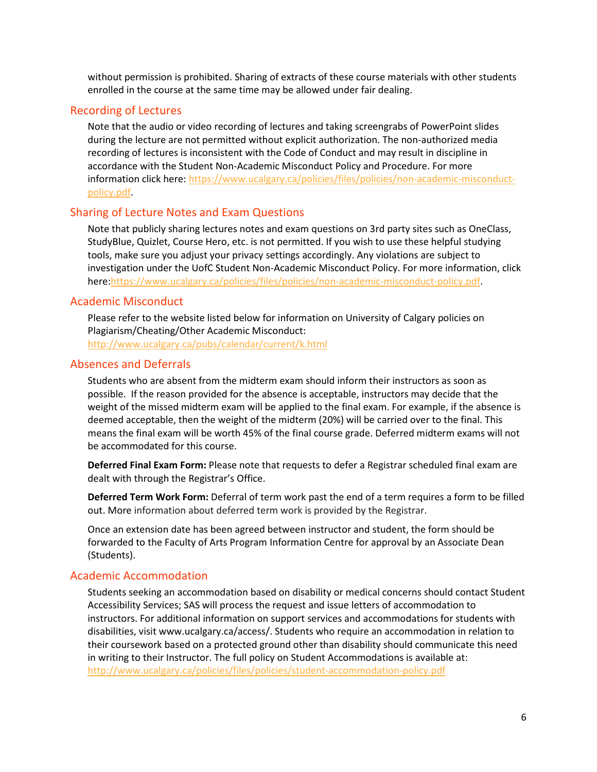without permission is prohibited. Sharing of extracts of these course materials with other students enrolled in the course at the same time may be allowed under fair dealing.

## Recording of Lectures

Note that the audio or video recording of lectures and taking screengrabs of PowerPoint slides during the lecture are not permitted without explicit authorization. The non-authorized media recording of lectures is inconsistent with the Code of Conduct and may result in discipline in accordance with the Student Non-Academic Misconduct Policy and Procedure. For more information click here: https://www.ucalgary.ca/policies/files/policies/non-academic-misconduct-policy.pdf.

## Sharing of Lecture Notes and Exam Questions

Note that publicly sharing lectures notes and exam questions on 3rd party sites such as OneClass, StudyBlue, Quizlet, Course Hero, etc. is not permitted. If you wish to use these helpful studying tools, make sure you adjust your privacy settings accordingly. Any violations are subject to investigation under the UofC Student Non-Academic Misconduct Policy. For more information, click here:https://www.ucalgary.ca/policies/files/policies/non-academic-misconduct-policy.pdf.

## Academic Misconduct

Please refer to the website listed below for information on University of Calgary policies on Plagiarism/Cheating/Other Academic Misconduct:
http://www.ucalgary.ca/pubs/calendar/current/k.html

## Absences and Deferrals

Students who are absent from the midterm exam should inform their instructors as soon as possible. If the reason provided for the absence is acceptable, instructors may decide that the weight of the missed midterm exam will be applied to the final exam. For example, if the absence is deemed acceptable, then the weight of the midterm (20%) will be carried over to the final. This means the final exam will be worth 45% of the final course grade. Deferred midterm exams will not be accommodated for this course.

**Deferred Final Exam Form:** Please note that requests to defer a Registrar scheduled final exam are dealt with through the Registrar's Office.

**Deferred Term Work Form:** Deferral of term work past the end of a term requires a form to be filled out. More information about deferred term work is provided by the Registrar.

Once an extension date has been agreed between instructor and student, the form should be forwarded to the Faculty of Arts Program Information Centre for approval by an Associate Dean (Students).

## Academic Accommodation

Students seeking an accommodation based on disability or medical concerns should contact Student Accessibility Services; SAS will process the request and issue letters of accommodation to instructors. For additional information on support services and accommodations for students with disabilities, visit www.ucalgary.ca/access/. Students who require an accommodation in relation to their coursework based on a protected ground other than disability should communicate this need in writing to their Instructor. The full policy on Student Accommodations is available at:
http://www.ucalgary.ca/policies/files/policies/student-accommodation-policy.pdf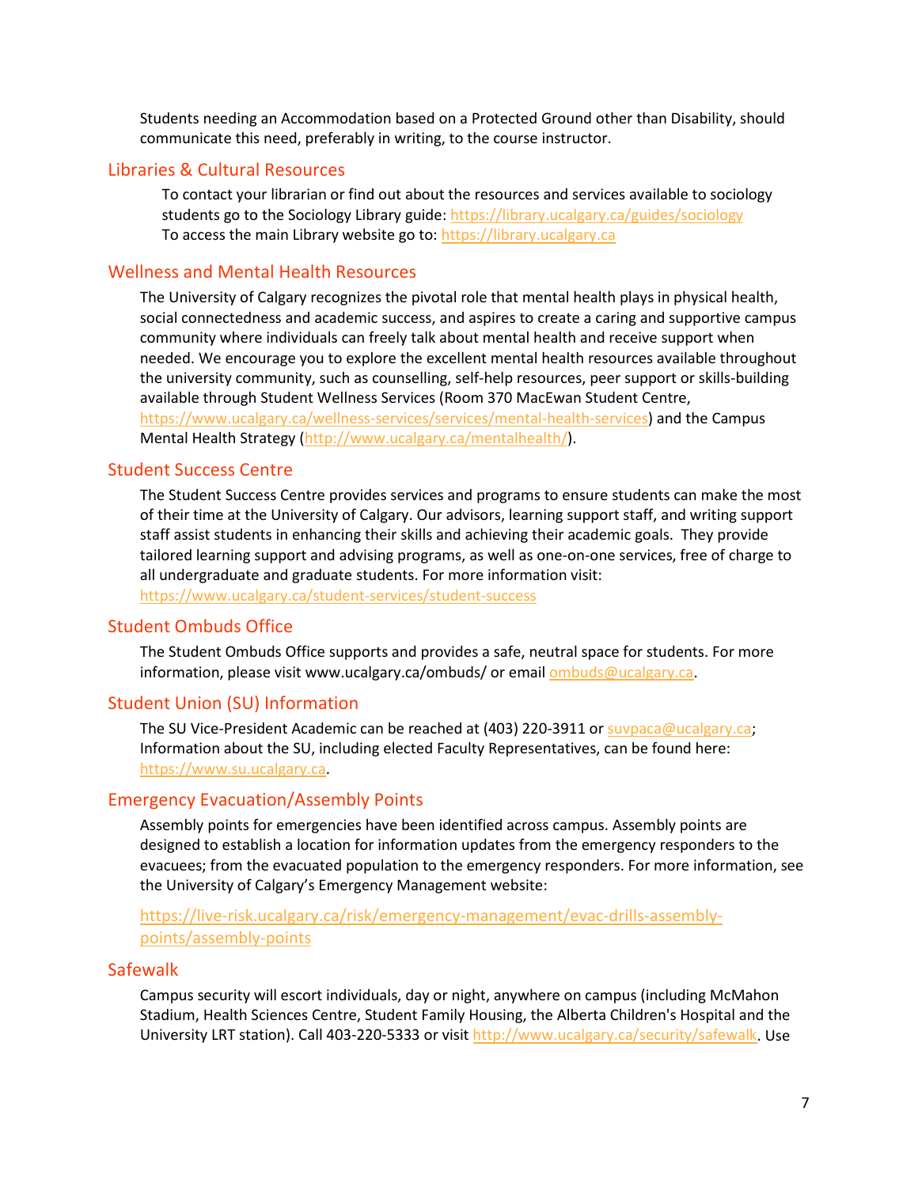Students needing an Accommodation based on a Protected Ground other than Disability, should communicate this need, preferably in writing, to the course instructor.

## Libraries & Cultural Resources

To contact your librarian or find out about the resources and services available to sociology students go to the Sociology Library guide: https://library.ucalgary.ca/guides/sociology
To access the main Library website go to: https://library.ucalgary.ca

## Wellness and Mental Health Resources

The University of Calgary recognizes the pivotal role that mental health plays in physical health, social connectedness and academic success, and aspires to create a caring and supportive campus community where individuals can freely talk about mental health and receive support when needed. We encourage you to explore the excellent mental health resources available throughout the university community, such as counselling, self-help resources, peer support or skills-building available through Student Wellness Services (Room 370 MacEwan Student Centre, https://www.ucalgary.ca/wellness-services/services/mental-health-services) and the Campus Mental Health Strategy (http://www.ucalgary.ca/mentalhealth/).

## Student Success Centre

The Student Success Centre provides services and programs to ensure students can make the most of their time at the University of Calgary. Our advisors, learning support staff, and writing support staff assist students in enhancing their skills and achieving their academic goals. They provide tailored learning support and advising programs, as well as one-on-one services, free of charge to all undergraduate and graduate students. For more information visit: https://www.ucalgary.ca/student-services/student-success

## Student Ombuds Office

The Student Ombuds Office supports and provides a safe, neutral space for students. For more information, please visit www.ucalgary.ca/ombuds/ or email ombuds@ucalgary.ca.

## Student Union (SU) Information

The SU Vice-President Academic can be reached at (403) 220-3911 or suvpaca@ucalgary.ca; Information about the SU, including elected Faculty Representatives, can be found here: https://www.su.ucalgary.ca.

## Emergency Evacuation/Assembly Points

Assembly points for emergencies have been identified across campus. Assembly points are designed to establish a location for information updates from the emergency responders to the evacuees; from the evacuated population to the emergency responders. For more information, see the University of Calgary's Emergency Management website:

https://live-risk.ucalgary.ca/risk/emergency-management/evac-drills-assembly-points/assembly-points

## Safewalk

Campus security will escort individuals, day or night, anywhere on campus (including McMahon Stadium, Health Sciences Centre, Student Family Housing, the Alberta Children's Hospital and the University LRT station). Call 403-220-5333 or visit http://www.ucalgary.ca/security/safewalk. Use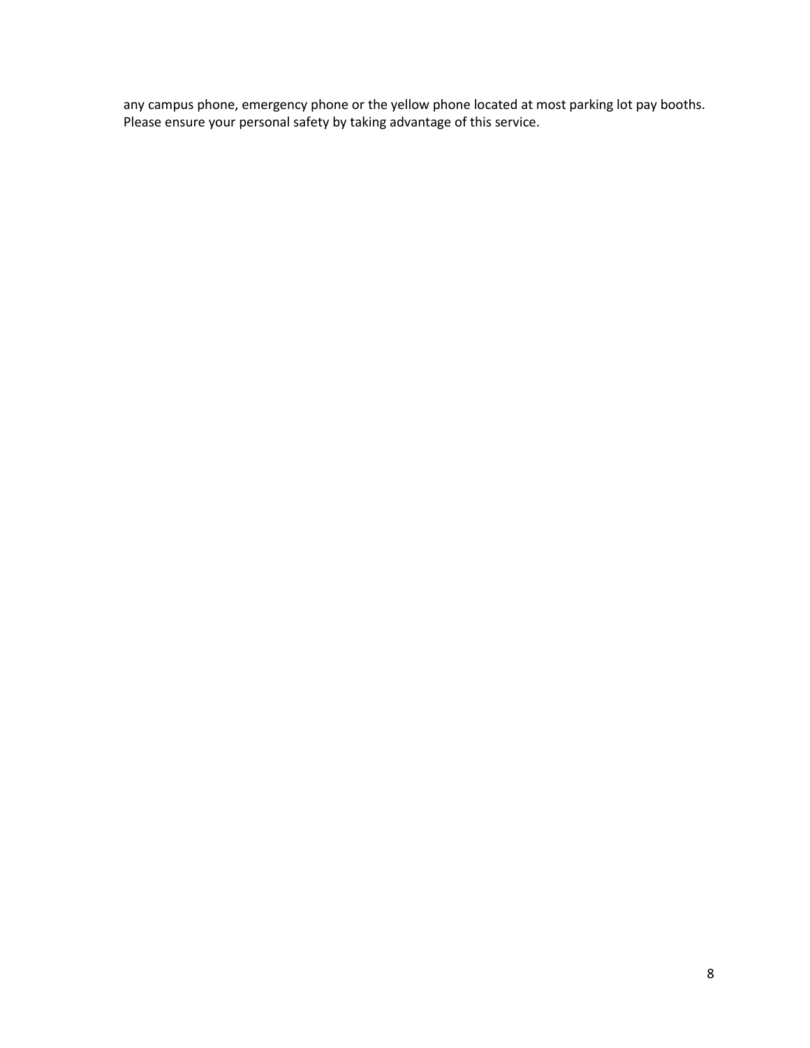any campus phone, emergency phone or the yellow phone located at most parking lot pay booths. Please ensure your personal safety by taking advantage of this service.